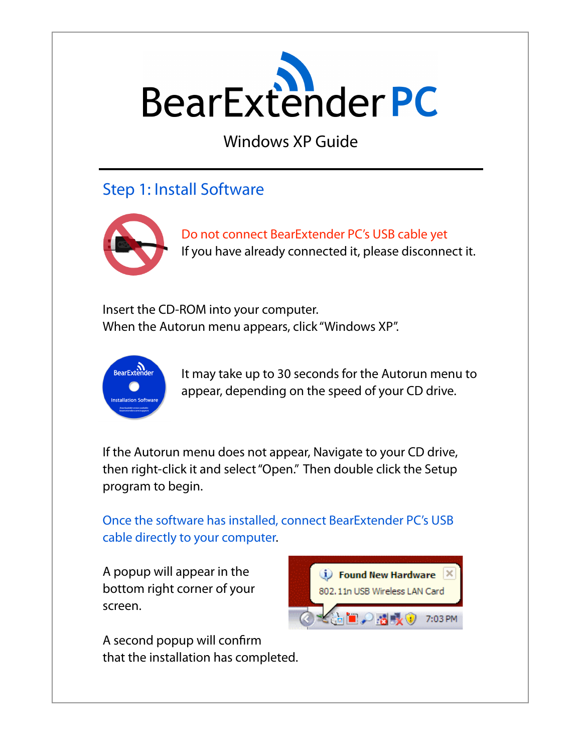# BearExtender PC

Windows XP Guide

## Step 1: Install Software

Do not connect BearExtender PC's USB cable yet

If you have already connected it, please disconnect it.

Insert the CD-ROM into your computer.
When the Autorun menu appears, click "Windows XP".

It may take up to 30 seconds for the Autorun menu to appear, depending on the speed of your CD drive.

If the Autorun menu does not appear, Navigate to your CD drive, then right-click it and select "Open." Then double click the Setup program to begin.

Once the software has installed, connect BearExtender PC's USB cable directly to your computer.

A popup will appear in the bottom right corner of your screen.

A second popup will confirm that the installation has completed.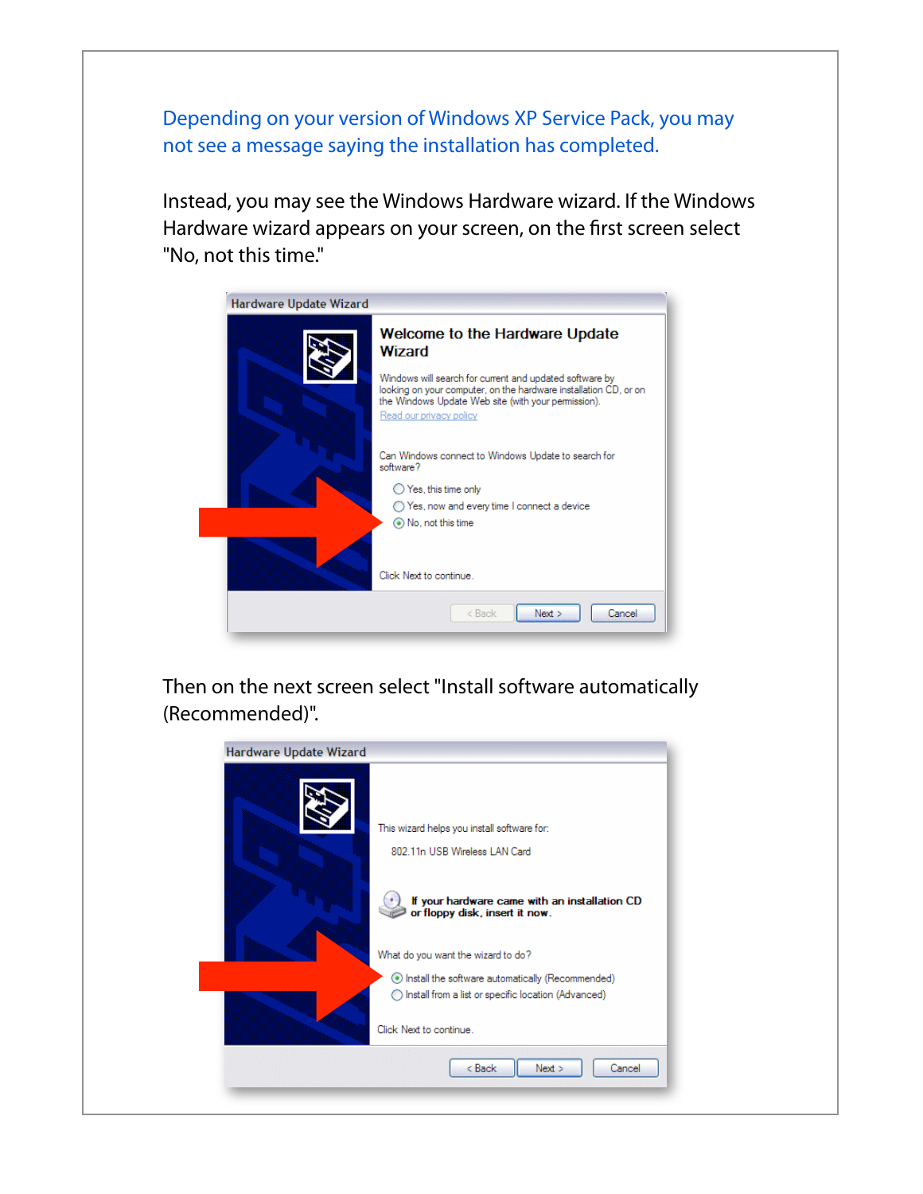Depending on your version of Windows XP Service Pack, you may not see a message saying the installation has completed.

Instead, you may see the Windows Hardware wizard. If the Windows Hardware wizard appears on your screen, on the first screen select "No, not this time."

Then on the next screen select "Install software automatically (Recommended)".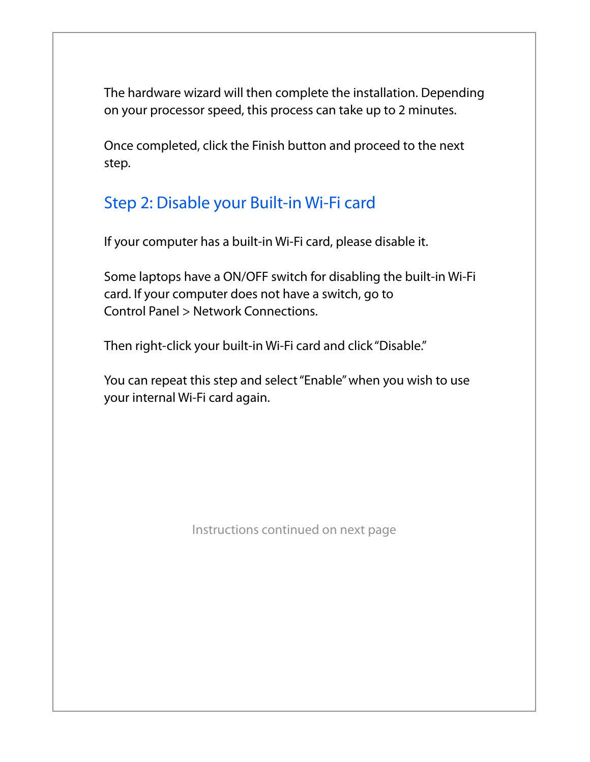The hardware wizard will then complete the installation. Depending on your processor speed, this process can take up to 2 minutes.

Once completed, click the Finish button and proceed to the next step.

## Step 2: Disable your Built-in Wi-Fi card

If your computer has a built-in Wi-Fi card, please disable it.

Some laptops have a ON/OFF switch for disabling the built-in Wi-Fi card. If your computer does not have a switch, go to Control Panel > Network Connections.

Then right-click your built-in Wi-Fi card and click "Disable."

You can repeat this step and select "Enable" when you wish to use your internal Wi-Fi card again.

Instructions continued on next page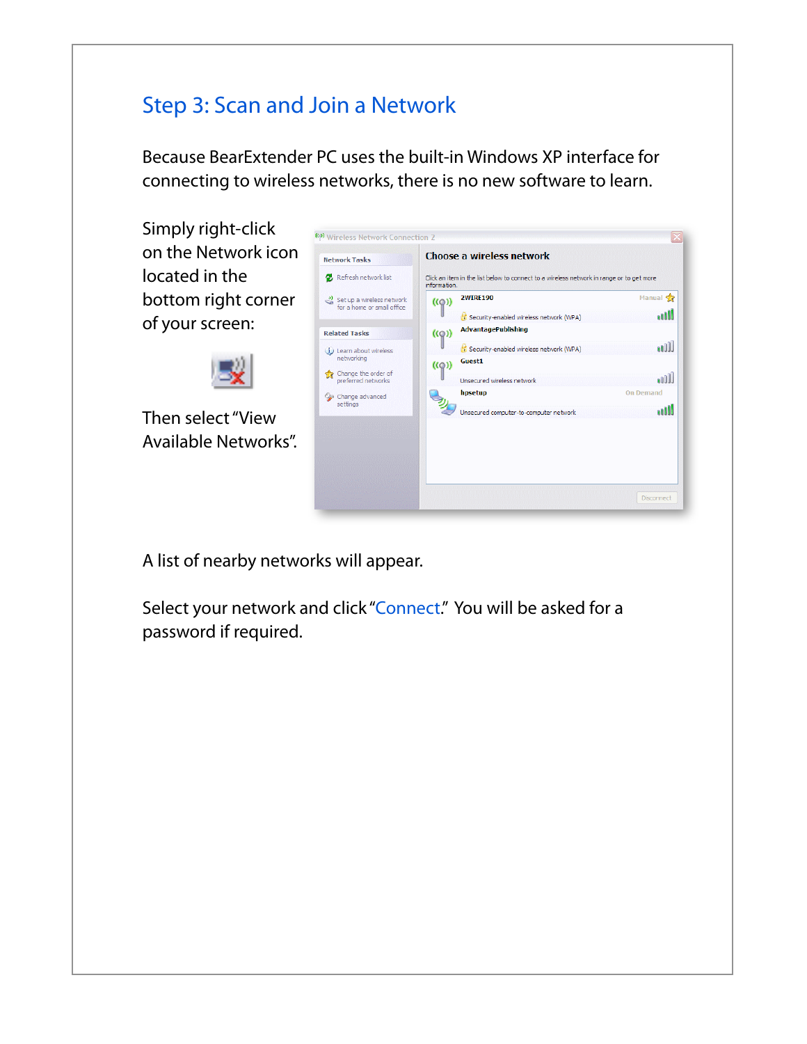## Step 3: Scan and Join a Network

Because BearExtender PC uses the built-in Windows XP interface for connecting to wireless networks, there is no new software to learn.

Simply right-click on the Network icon located in the bottom right corner of your screen:

Then select "View Available Networks".

A list of nearby networks will appear.

Select your network and click "Connect." You will be asked for a password if required.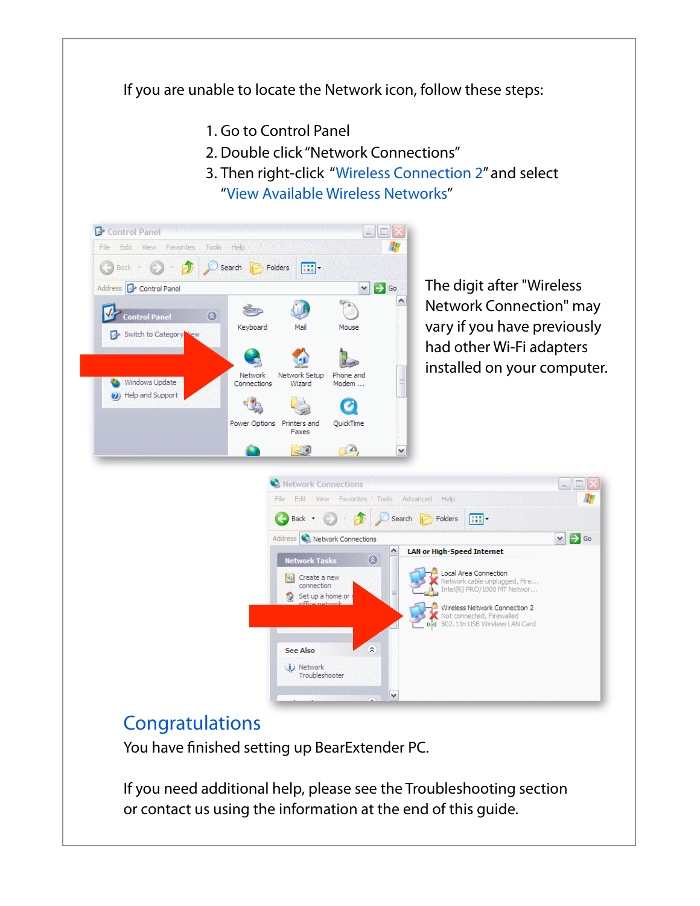If you are unable to locate the Network icon, follow these steps:

1. Go to Control Panel
2. Double click "Network Connections"
3. Then right-click "Wireless Connection 2" and select "View Available Wireless Networks"

The digit after "Wireless Network Connection" may vary if you have previously had other Wi-Fi adapters installed on your computer.

## Congratulations

You have finished setting up BearExtender PC.

If you need additional help, please see the Troubleshooting section or contact us using the information at the end of this guide.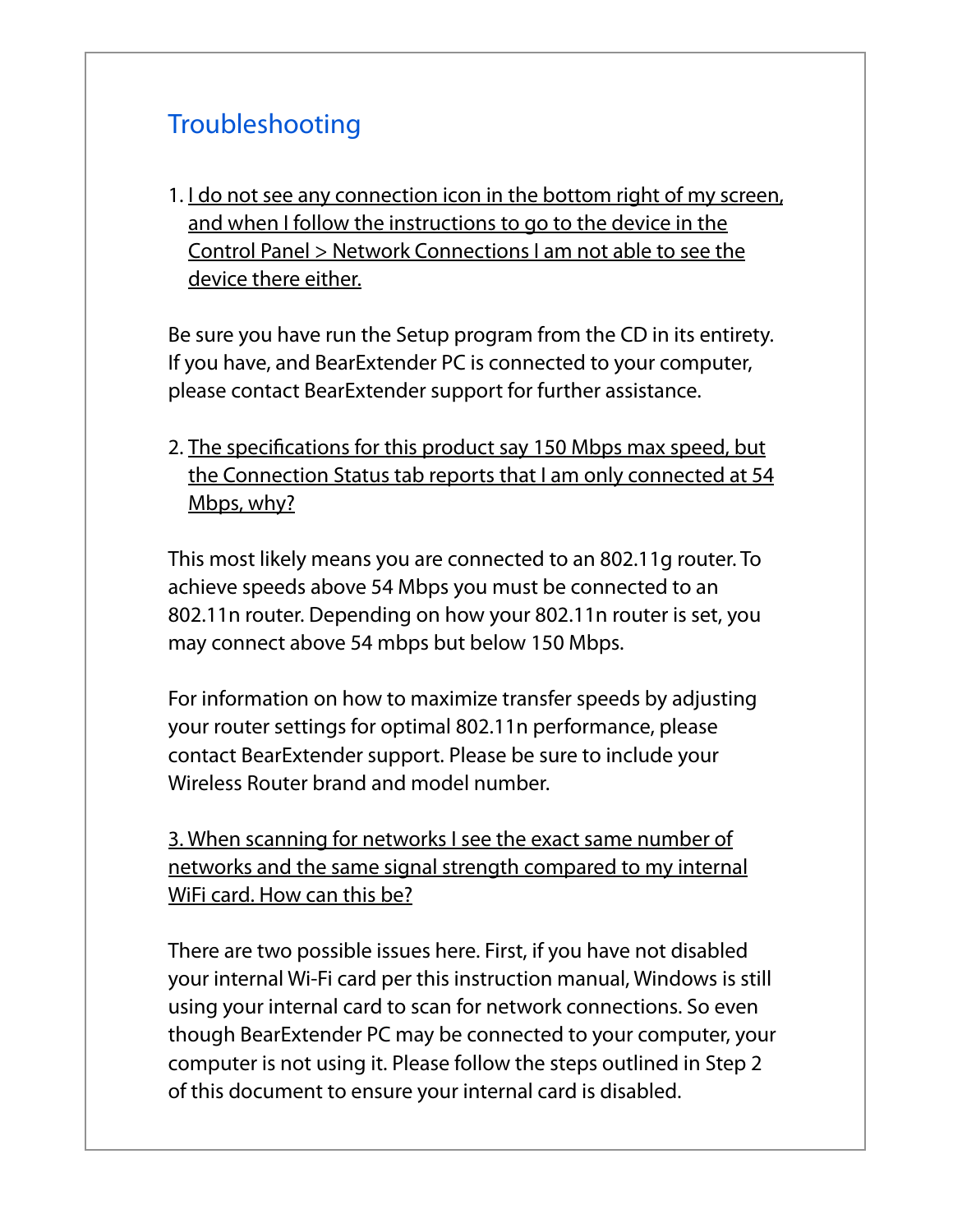## Troubleshooting

1. I do not see any connection icon in the bottom right of my screen, and when I follow the instructions to go to the device in the Control Panel > Network Connections I am not able to see the device there either.

Be sure you have run the Setup program from the CD in its entirety. If you have, and BearExtender PC is connected to your computer, please contact BearExtender support for further assistance.

2. The specifications for this product say 150 Mbps max speed, but the Connection Status tab reports that I am only connected at 54 Mbps, why?

This most likely means you are connected to an 802.11g router. To achieve speeds above 54 Mbps you must be connected to an 802.11n router. Depending on how your 802.11n router is set, you may connect above 54 mbps but below 150 Mbps.

For information on how to maximize transfer speeds by adjusting your router settings for optimal 802.11n performance, please contact BearExtender support. Please be sure to include your Wireless Router brand and model number.

3. When scanning for networks I see the exact same number of networks and the same signal strength compared to my internal WiFi card. How can this be?

There are two possible issues here. First, if you have not disabled your internal Wi-Fi card per this instruction manual, Windows is still using your internal card to scan for network connections. So even though BearExtender PC may be connected to your computer, your computer is not using it. Please follow the steps outlined in Step 2 of this document to ensure your internal card is disabled.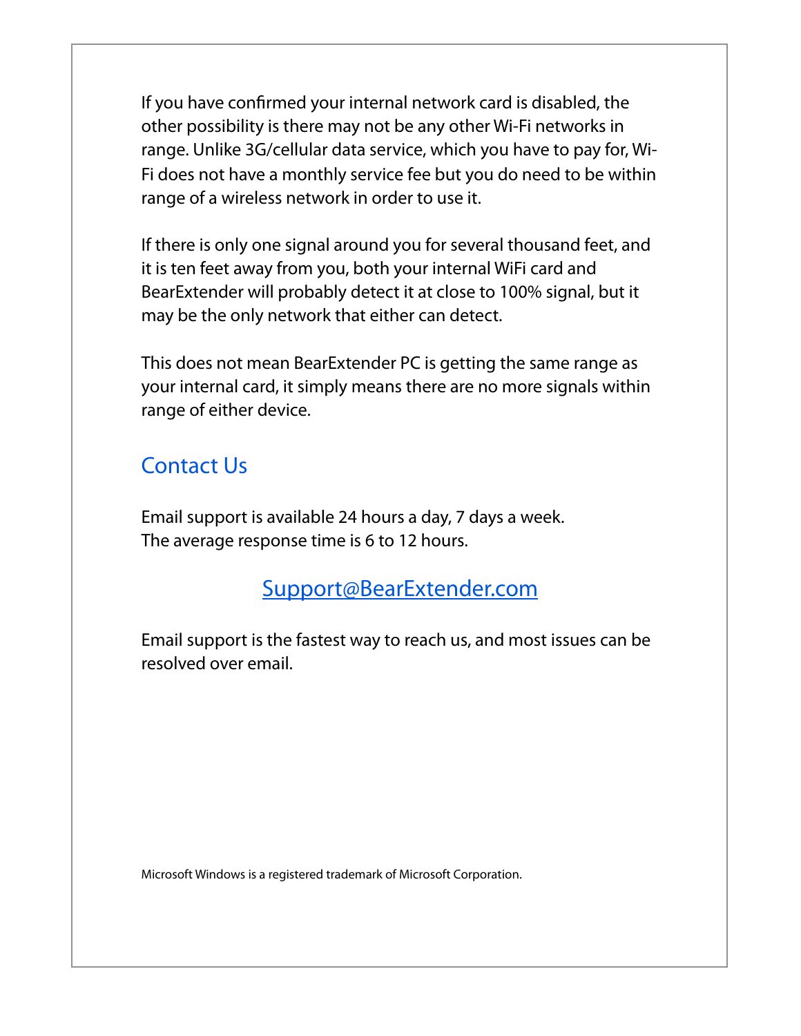If you have confirmed your internal network card is disabled, the other possibility is there may not be any other Wi-Fi networks in range. Unlike 3G/cellular data service, which you have to pay for, Wi-Fi does not have a monthly service fee but you do need to be within range of a wireless network in order to use it.

If there is only one signal around you for several thousand feet, and it is ten feet away from you, both your internal WiFi card and BearExtender will probably detect it at close to 100% signal, but it may be the only network that either can detect.

This does not mean BearExtender PC is getting the same range as your internal card, it simply means there are no more signals within range of either device.

## Contact Us

Email support is available 24 hours a day, 7 days a week.
The average response time is 6 to 12 hours.

Support@BearExtender.com

Email support is the fastest way to reach us, and most issues can be resolved over email.

Microsoft Windows is a registered trademark of Microsoft Corporation.